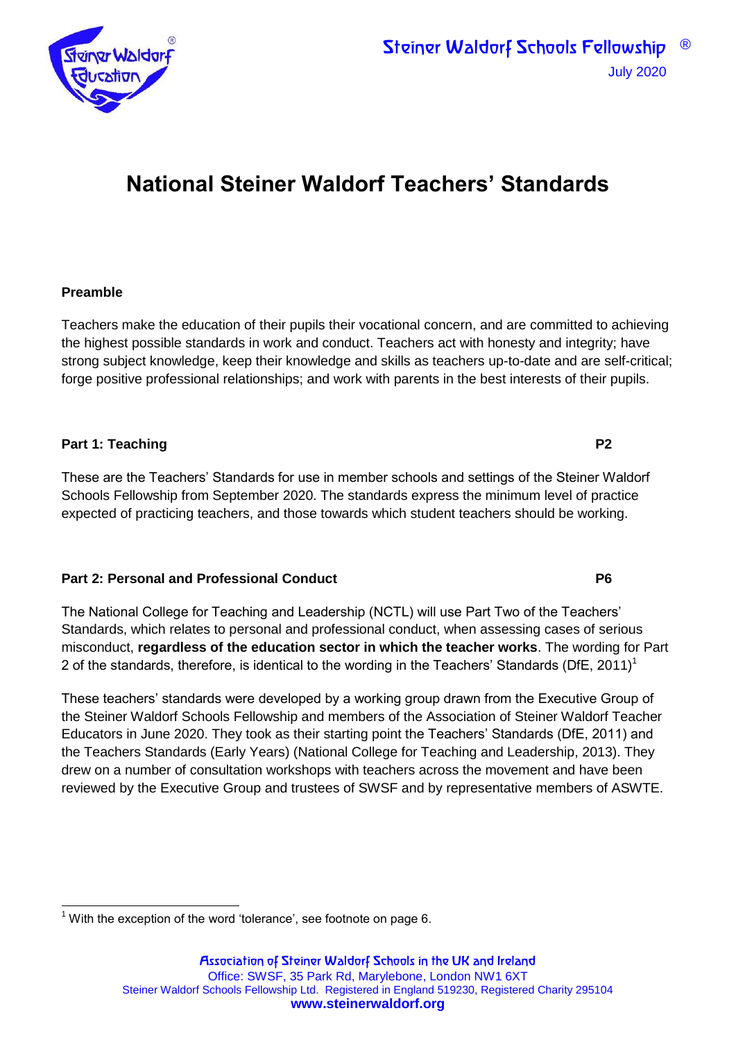Steiner Waldorf Schools Fellowship ®

July 2020

# National Steiner Waldorf Teachers' Standards

**Preamble**

Teachers make the education of their pupils their vocational concern, and are committed to achieving the highest possible standards in work and conduct. Teachers act with honesty and integrity; have strong subject knowledge, keep their knowledge and skills as teachers up-to-date and are self-critical; forge positive professional relationships; and work with parents in the best interests of their pupils.

**Part 1: Teaching** **P2**

These are the Teachers' Standards for use in member schools and settings of the Steiner Waldorf Schools Fellowship from September 2020. The standards express the minimum level of practice expected of practicing teachers, and those towards which student teachers should be working.

**Part 2: Personal and Professional Conduct** **P6**

The National College for Teaching and Leadership (NCTL) will use Part Two of the Teachers' Standards, which relates to personal and professional conduct, when assessing cases of serious misconduct, **regardless of the education sector in which the teacher works**. The wording for Part 2 of the standards, therefore, is identical to the wording in the Teachers' Standards (DfE, 2011)[1]

These teachers' standards were developed by a working group drawn from the Executive Group of the Steiner Waldorf Schools Fellowship and members of the Association of Steiner Waldorf Teacher Educators in June 2020. They took as their starting point the Teachers' Standards (DfE, 2011) and the Teachers Standards (Early Years) (National College for Teaching and Leadership, 2013). They drew on a number of consultation workshops with teachers across the movement and have been reviewed by the Executive Group and trustees of SWSF and by representative members of ASWTE.

[1] With the exception of the word 'tolerance', see footnote on page 6.

Association of Steiner Waldorf Schools in the UK and Ireland
Office: SWSF, 35 Park Rd, Marylebone, London NW1 6XT
Steiner Waldorf Schools Fellowship Ltd. Registered in England 519230, Registered Charity 295104
**www.steinerwaldorf.org**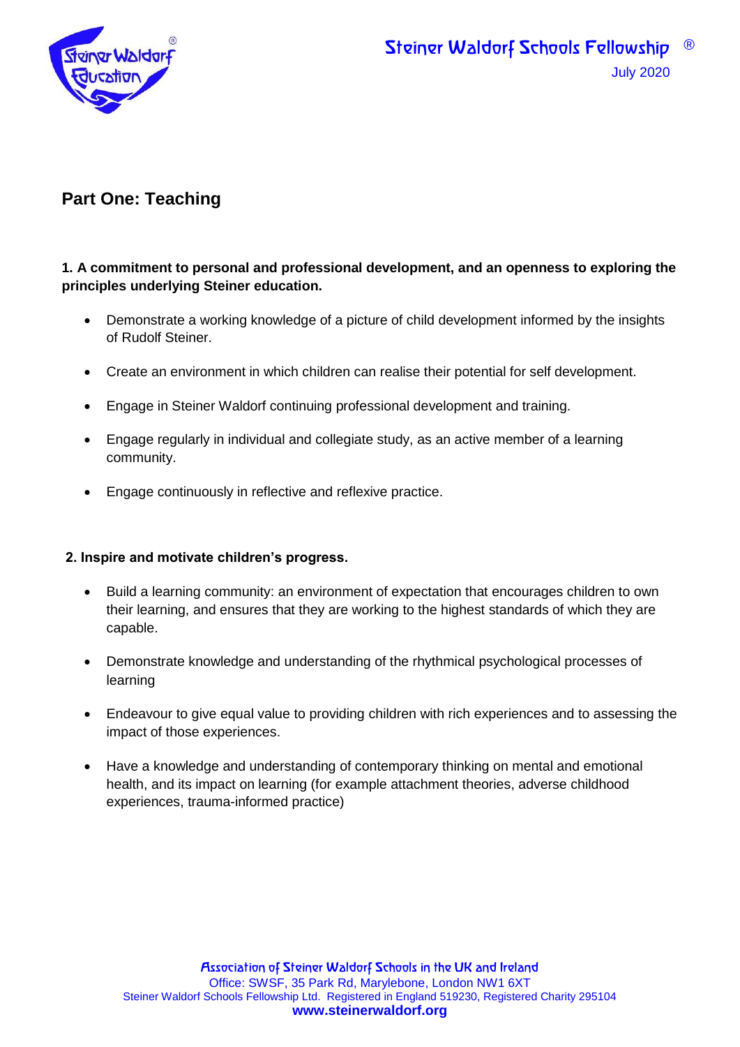## Part One: Teaching

**1. A commitment to personal and professional development, and an openness to exploring the principles underlying Steiner education.**

- Demonstrate a working knowledge of a picture of child development informed by the insights of Rudolf Steiner.
- Create an environment in which children can realise their potential for self development.
- Engage in Steiner Waldorf continuing professional development and training.
- Engage regularly in individual and collegiate study, as an active member of a learning community.
- Engage continuously in reflective and reflexive practice.

**2. Inspire and motivate children's progress.**

- Build a learning community: an environment of expectation that encourages children to own their learning, and ensures that they are working to the highest standards of which they are capable.
- Demonstrate knowledge and understanding of the rhythmical psychological processes of learning
- Endeavour to give equal value to providing children with rich experiences and to assessing the impact of those experiences.
- Have a knowledge and understanding of contemporary thinking on mental and emotional health, and its impact on learning (for example attachment theories, adverse childhood experiences, trauma-informed practice)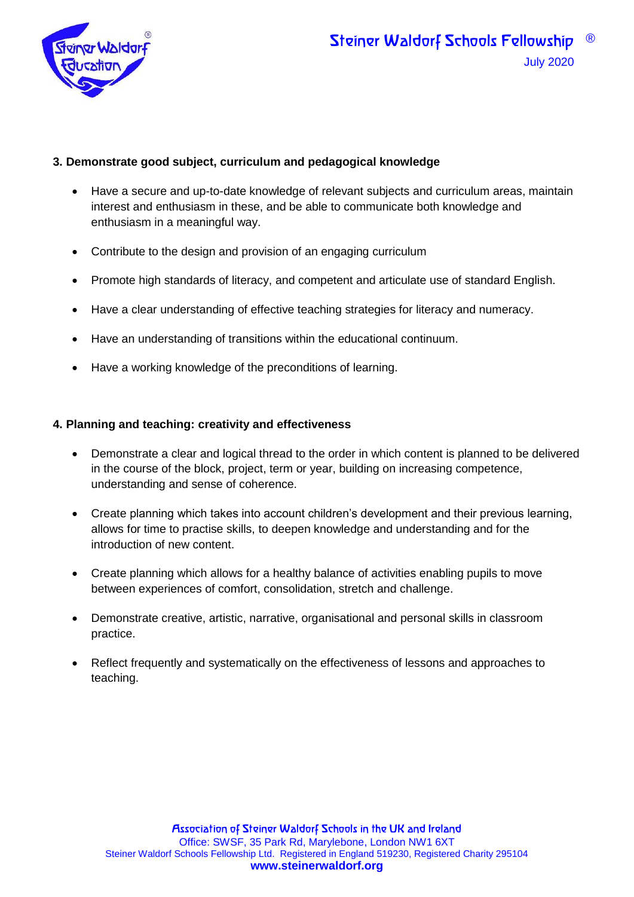## 3. Demonstrate good subject, curriculum and pedagogical knowledge

- Have a secure and up-to-date knowledge of relevant subjects and curriculum areas, maintain interest and enthusiasm in these, and be able to communicate both knowledge and enthusiasm in a meaningful way.
- Contribute to the design and provision of an engaging curriculum
- Promote high standards of literacy, and competent and articulate use of standard English.
- Have a clear understanding of effective teaching strategies for literacy and numeracy.
- Have an understanding of transitions within the educational continuum.
- Have a working knowledge of the preconditions of learning.

## 4. Planning and teaching: creativity and effectiveness

- Demonstrate a clear and logical thread to the order in which content is planned to be delivered in the course of the block, project, term or year, building on increasing competence, understanding and sense of coherence.
- Create planning which takes into account children's development and their previous learning, allows for time to practise skills, to deepen knowledge and understanding and for the introduction of new content.
- Create planning which allows for a healthy balance of activities enabling pupils to move between experiences of comfort, consolidation, stretch and challenge.
- Demonstrate creative, artistic, narrative, organisational and personal skills in classroom practice.
- Reflect frequently and systematically on the effectiveness of lessons and approaches to teaching.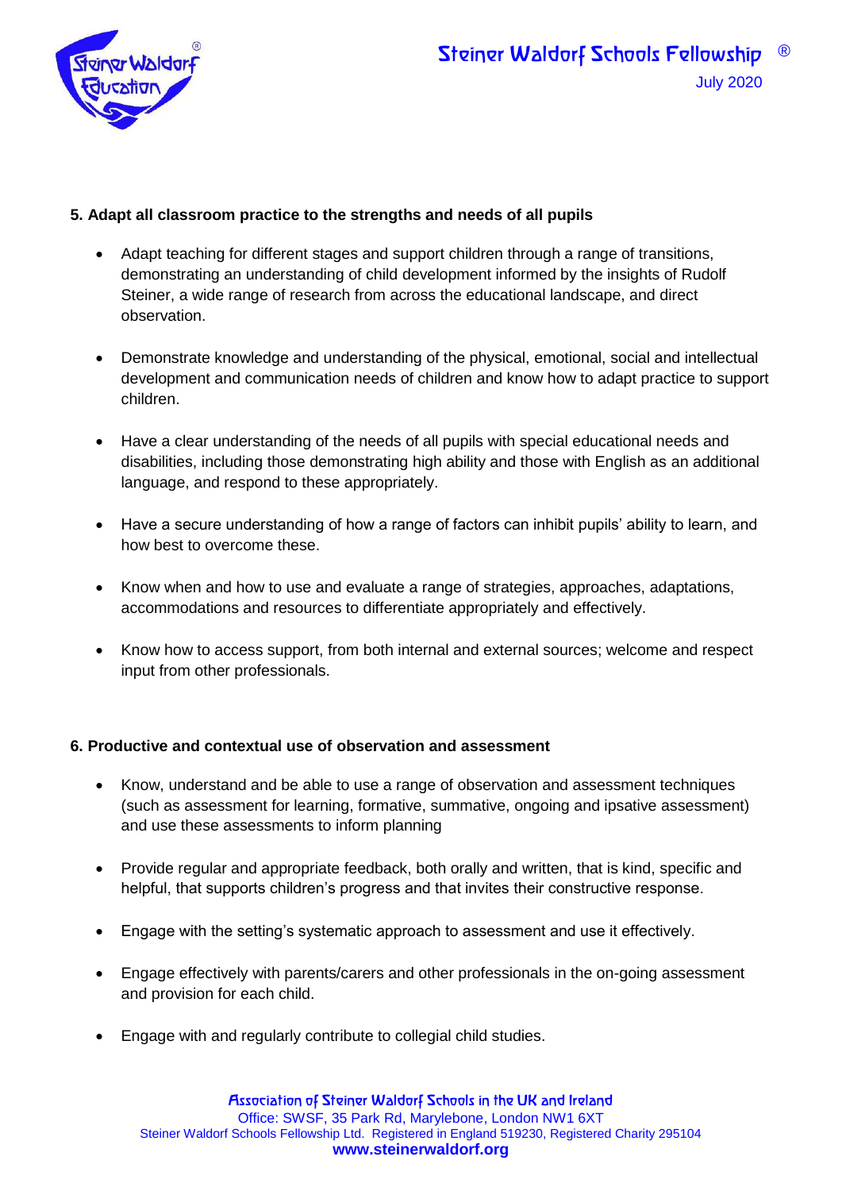### 5. Adapt all classroom practice to the strengths and needs of all pupils

- Adapt teaching for different stages and support children through a range of transitions, demonstrating an understanding of child development informed by the insights of Rudolf Steiner, a wide range of research from across the educational landscape, and direct observation.
- Demonstrate knowledge and understanding of the physical, emotional, social and intellectual development and communication needs of children and know how to adapt practice to support children.
- Have a clear understanding of the needs of all pupils with special educational needs and disabilities, including those demonstrating high ability and those with English as an additional language, and respond to these appropriately.
- Have a secure understanding of how a range of factors can inhibit pupils' ability to learn, and how best to overcome these.
- Know when and how to use and evaluate a range of strategies, approaches, adaptations, accommodations and resources to differentiate appropriately and effectively.
- Know how to access support, from both internal and external sources; welcome and respect input from other professionals.

### 6. Productive and contextual use of observation and assessment

- Know, understand and be able to use a range of observation and assessment techniques (such as assessment for learning, formative, summative, ongoing and ipsative assessment) and use these assessments to inform planning
- Provide regular and appropriate feedback, both orally and written, that is kind, specific and helpful, that supports children's progress and that invites their constructive response.
- Engage with the setting's systematic approach to assessment and use it effectively.
- Engage effectively with parents/carers and other professionals in the on-going assessment and provision for each child.
- Engage with and regularly contribute to collegial child studies.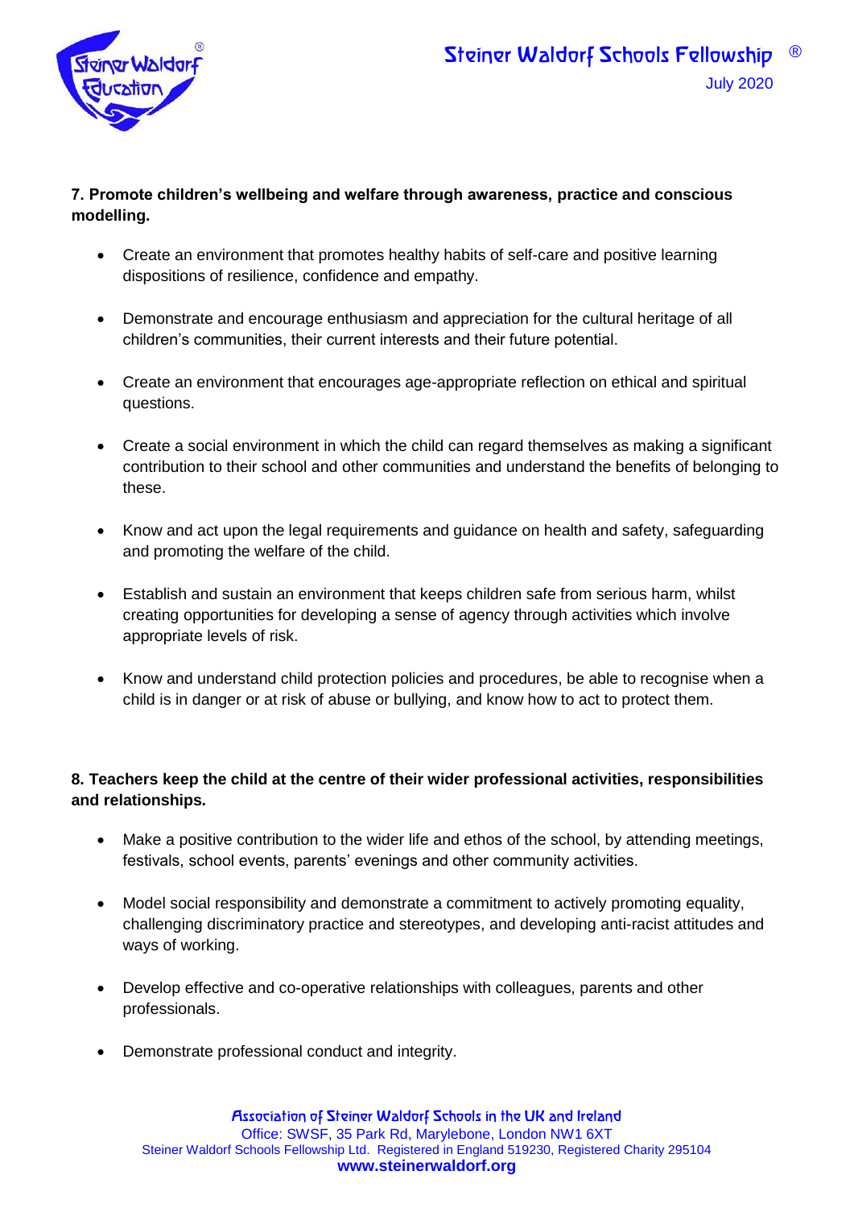**7. Promote children's wellbeing and welfare through awareness, practice and conscious modelling.**

- Create an environment that promotes healthy habits of self-care and positive learning dispositions of resilience, confidence and empathy.
- Demonstrate and encourage enthusiasm and appreciation for the cultural heritage of all children's communities, their current interests and their future potential.
- Create an environment that encourages age-appropriate reflection on ethical and spiritual questions.
- Create a social environment in which the child can regard themselves as making a significant contribution to their school and other communities and understand the benefits of belonging to these.
- Know and act upon the legal requirements and guidance on health and safety, safeguarding and promoting the welfare of the child.
- Establish and sustain an environment that keeps children safe from serious harm, whilst creating opportunities for developing a sense of agency through activities which involve appropriate levels of risk.
- Know and understand child protection policies and procedures, be able to recognise when a child is in danger or at risk of abuse or bullying, and know how to act to protect them.

**8. Teachers keep the child at the centre of their wider professional activities, responsibilities and relationships.**

- Make a positive contribution to the wider life and ethos of the school, by attending meetings, festivals, school events, parents' evenings and other community activities.
- Model social responsibility and demonstrate a commitment to actively promoting equality, challenging discriminatory practice and stereotypes, and developing anti-racist attitudes and ways of working.
- Develop effective and co-operative relationships with colleagues, parents and other professionals.
- Demonstrate professional conduct and integrity.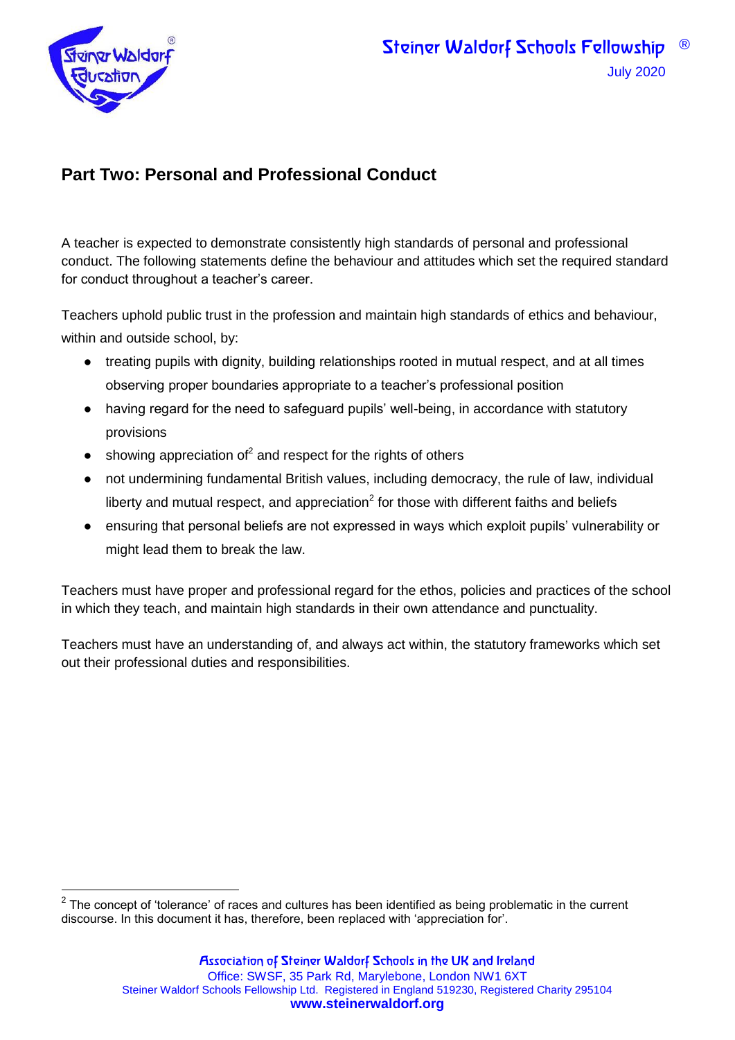## Part Two: Personal and Professional Conduct

A teacher is expected to demonstrate consistently high standards of personal and professional conduct. The following statements define the behaviour and attitudes which set the required standard for conduct throughout a teacher's career.

Teachers uphold public trust in the profession and maintain high standards of ethics and behaviour, within and outside school, by:

- treating pupils with dignity, building relationships rooted in mutual respect, and at all times observing proper boundaries appropriate to a teacher's professional position
- having regard for the need to safeguard pupils' well-being, in accordance with statutory provisions
- showing appreciation of[2] and respect for the rights of others
- not undermining fundamental British values, including democracy, the rule of law, individual liberty and mutual respect, and appreciation[2] for those with different faiths and beliefs
- ensuring that personal beliefs are not expressed in ways which exploit pupils' vulnerability or might lead them to break the law.

Teachers must have proper and professional regard for the ethos, policies and practices of the school in which they teach, and maintain high standards in their own attendance and punctuality.

Teachers must have an understanding of, and always act within, the statutory frameworks which set out their professional duties and responsibilities.

[2] The concept of 'tolerance' of races and cultures has been identified as being problematic in the current discourse. In this document it has, therefore, been replaced with 'appreciation for'.